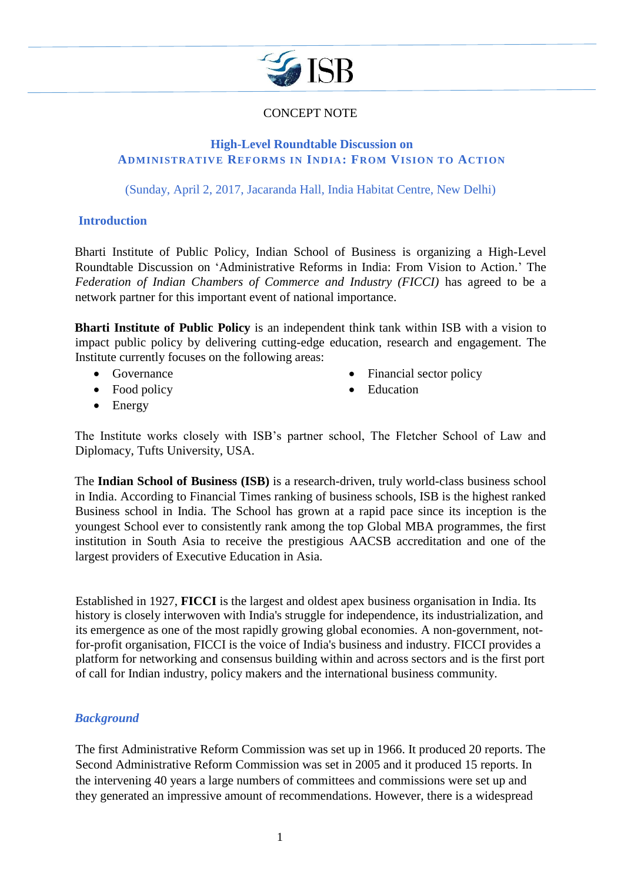CONCEPT NOTE

## High-Level Roundtable Discussion on
## ADMINISTRATIVE REFORMS IN INDIA: FROM VISION TO ACTION

(Sunday, April 2, 2017, Jacaranda Hall, India Habitat Centre, New Delhi)

### Introduction

Bharti Institute of Public Policy, Indian School of Business is organizing a High-Level Roundtable Discussion on 'Administrative Reforms in India: From Vision to Action.' The *Federation of Indian Chambers of Commerce and Industry (FICCI)* has agreed to be a network partner for this important event of national importance.

**Bharti Institute of Public Policy** is an independent think tank within ISB with a vision to impact public policy by delivering cutting-edge education, research and engagement. The Institute currently focuses on the following areas:

- Governance
- Food policy
- Energy
- Financial sector policy
- Education

The Institute works closely with ISB's partner school, The Fletcher School of Law and Diplomacy, Tufts University, USA.

The **Indian School of Business (ISB)** is a research-driven, truly world-class business school in India. According to Financial Times ranking of business schools, ISB is the highest ranked Business school in India. The School has grown at a rapid pace since its inception is the youngest School ever to consistently rank among the top Global MBA programmes, the first institution in South Asia to receive the prestigious AACSB accreditation and one of the largest providers of Executive Education in Asia.

Established in 1927, **FICCI** is the largest and oldest apex business organisation in India. Its history is closely interwoven with India's struggle for independence, its industrialization, and its emergence as one of the most rapidly growing global economies. A non-government, not-for-profit organisation, FICCI is the voice of India's business and industry. FICCI provides a platform for networking and consensus building within and across sectors and is the first port of call for Indian industry, policy makers and the international business community.

### *Background*

The first Administrative Reform Commission was set up in 1966. It produced 20 reports. The Second Administrative Reform Commission was set in 2005 and it produced 15 reports. In the intervening 40 years a large numbers of committees and commissions were set up and they generated an impressive amount of recommendations. However, there is a widespread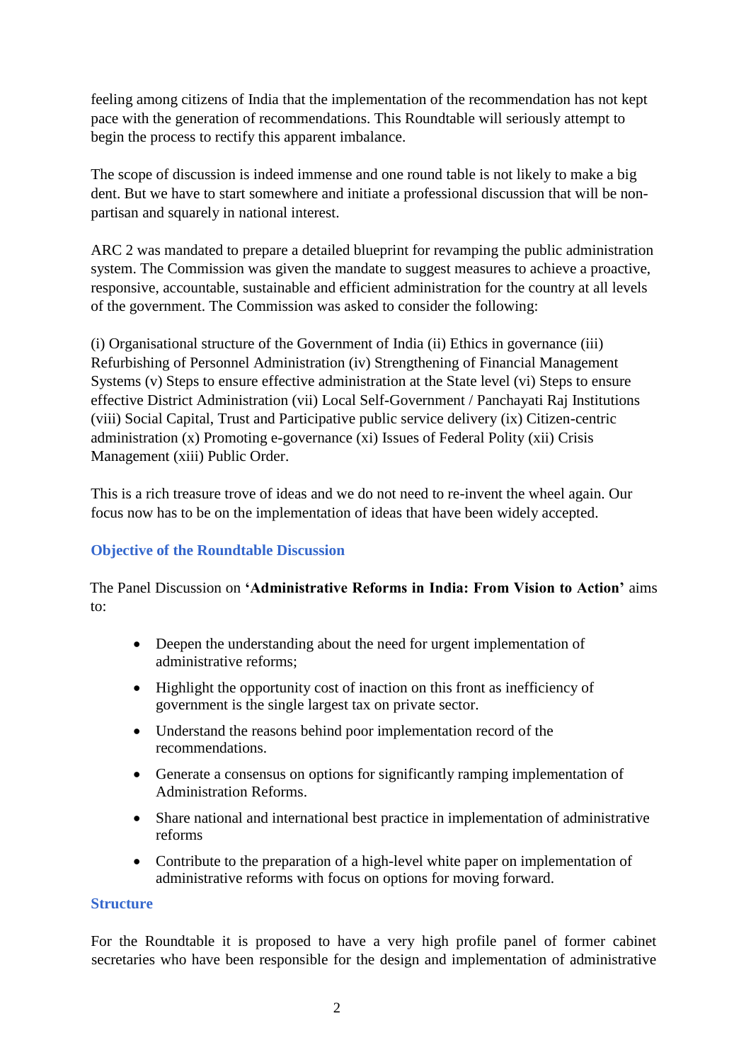feeling among citizens of India that the implementation of the recommendation has not kept pace with the generation of recommendations. This Roundtable will seriously attempt to begin the process to rectify this apparent imbalance.

The scope of discussion is indeed immense and one round table is not likely to make a big dent. But we have to start somewhere and initiate a professional discussion that will be non-partisan and squarely in national interest.

ARC 2 was mandated to prepare a detailed blueprint for revamping the public administration system. The Commission was given the mandate to suggest measures to achieve a proactive, responsive, accountable, sustainable and efficient administration for the country at all levels of the government. The Commission was asked to consider the following:

(i) Organisational structure of the Government of India (ii) Ethics in governance (iii) Refurbishing of Personnel Administration (iv) Strengthening of Financial Management Systems (v) Steps to ensure effective administration at the State level (vi) Steps to ensure effective District Administration (vii) Local Self-Government / Panchayati Raj Institutions (viii) Social Capital, Trust and Participative public service delivery (ix) Citizen-centric administration (x) Promoting e-governance (xi) Issues of Federal Polity (xii) Crisis Management (xiii) Public Order.

This is a rich treasure trove of ideas and we do not need to re-invent the wheel again. Our focus now has to be on the implementation of ideas that have been widely accepted.

## Objective of the Roundtable Discussion

The Panel Discussion on **'Administrative Reforms in India: From Vision to Action'** aims to:

- Deepen the understanding about the need for urgent implementation of administrative reforms;
- Highlight the opportunity cost of inaction on this front as inefficiency of government is the single largest tax on private sector.
- Understand the reasons behind poor implementation record of the recommendations.
- Generate a consensus on options for significantly ramping implementation of Administration Reforms.
- Share national and international best practice in implementation of administrative reforms
- Contribute to the preparation of a high-level white paper on implementation of administrative reforms with focus on options for moving forward.

## Structure

For the Roundtable it is proposed to have a very high profile panel of former cabinet secretaries who have been responsible for the design and implementation of administrative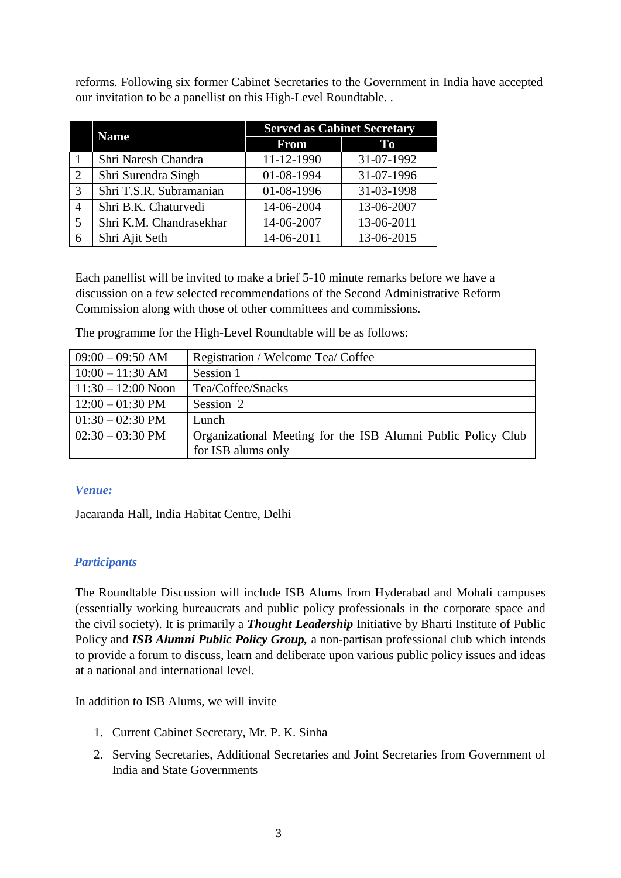reforms. Following six former Cabinet Secretaries to the Government in India have accepted our invitation to be a panellist on this High-Level Roundtable. .

| | Name | Served as Cabinet Secretary | |
|---|---|---|---|
| | | From | To |
| 1 | Shri Naresh Chandra | 11-12-1990 | 31-07-1992 |
| 2 | Shri Surendra Singh | 01-08-1994 | 31-07-1996 |
| 3 | Shri T.S.R. Subramanian | 01-08-1996 | 31-03-1998 |
| 4 | Shri B.K. Chaturvedi | 14-06-2004 | 13-06-2007 |
| 5 | Shri K.M. Chandrasekhar | 14-06-2007 | 13-06-2011 |
| 6 | Shri Ajit Seth | 14-06-2011 | 13-06-2015 |

Each panellist will be invited to make a brief 5-10 minute remarks before we have a discussion on a few selected recommendations of the Second Administrative Reform Commission along with those of other committees and commissions.

The programme for the High-Level Roundtable will be as follows:

| | |
|---|---|
| 09:00 – 09:50 AM | Registration / Welcome Tea/ Coffee |
| 10:00 – 11:30 AM | Session 1 |
| 11:30 – 12:00 Noon | Tea/Coffee/Snacks |
| 12:00 – 01:30 PM | Session 2 |
| 01:30 – 02:30 PM | Lunch |
| 02:30 – 03:30 PM | Organizational Meeting for the ISB Alumni Public Policy Club for ISB alums only |

### *Venue:*

Jacaranda Hall, India Habitat Centre, Delhi

### *Participants*

The Roundtable Discussion will include ISB Alums from Hyderabad and Mohali campuses (essentially working bureaucrats and public policy professionals in the corporate space and the civil society). It is primarily a ***Thought Leadership*** Initiative by Bharti Institute of Public Policy and ***ISB Alumni Public Policy Group,*** a non-partisan professional club which intends to provide a forum to discuss, learn and deliberate upon various public policy issues and ideas at a national and international level.

In addition to ISB Alums, we will invite

1. Current Cabinet Secretary, Mr. P. K. Sinha
2. Serving Secretaries, Additional Secretaries and Joint Secretaries from Government of India and State Governments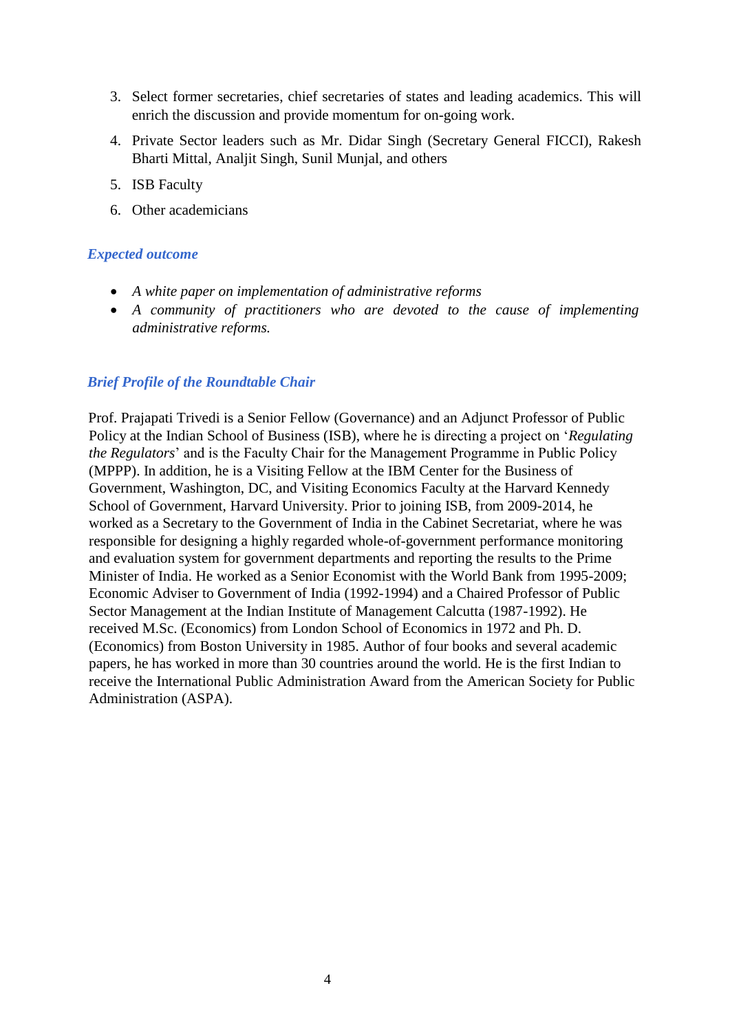3. Select former secretaries, chief secretaries of states and leading academics. This will enrich the discussion and provide momentum for on-going work.
4. Private Sector leaders such as Mr. Didar Singh (Secretary General FICCI), Rakesh Bharti Mittal, Analjit Singh, Sunil Munjal, and others
5. ISB Faculty
6. Other academicians

### *Expected outcome*

- *A white paper on implementation of administrative reforms*
- *A community of practitioners who are devoted to the cause of implementing administrative reforms.*

### *Brief Profile of the Roundtable Chair*

Prof. Prajapati Trivedi is a Senior Fellow (Governance) and an Adjunct Professor of Public Policy at the Indian School of Business (ISB), where he is directing a project on '*Regulating the Regulators*' and is the Faculty Chair for the Management Programme in Public Policy (MPPP). In addition, he is a Visiting Fellow at the IBM Center for the Business of Government, Washington, DC, and Visiting Economics Faculty at the Harvard Kennedy School of Government, Harvard University. Prior to joining ISB, from 2009-2014, he worked as a Secretary to the Government of India in the Cabinet Secretariat, where he was responsible for designing a highly regarded whole-of-government performance monitoring and evaluation system for government departments and reporting the results to the Prime Minister of India. He worked as a Senior Economist with the World Bank from 1995-2009; Economic Adviser to Government of India (1992-1994) and a Chaired Professor of Public Sector Management at the Indian Institute of Management Calcutta (1987-1992). He received M.Sc. (Economics) from London School of Economics in 1972 and Ph. D. (Economics) from Boston University in 1985. Author of four books and several academic papers, he has worked in more than 30 countries around the world. He is the first Indian to receive the International Public Administration Award from the American Society for Public Administration (ASPA).